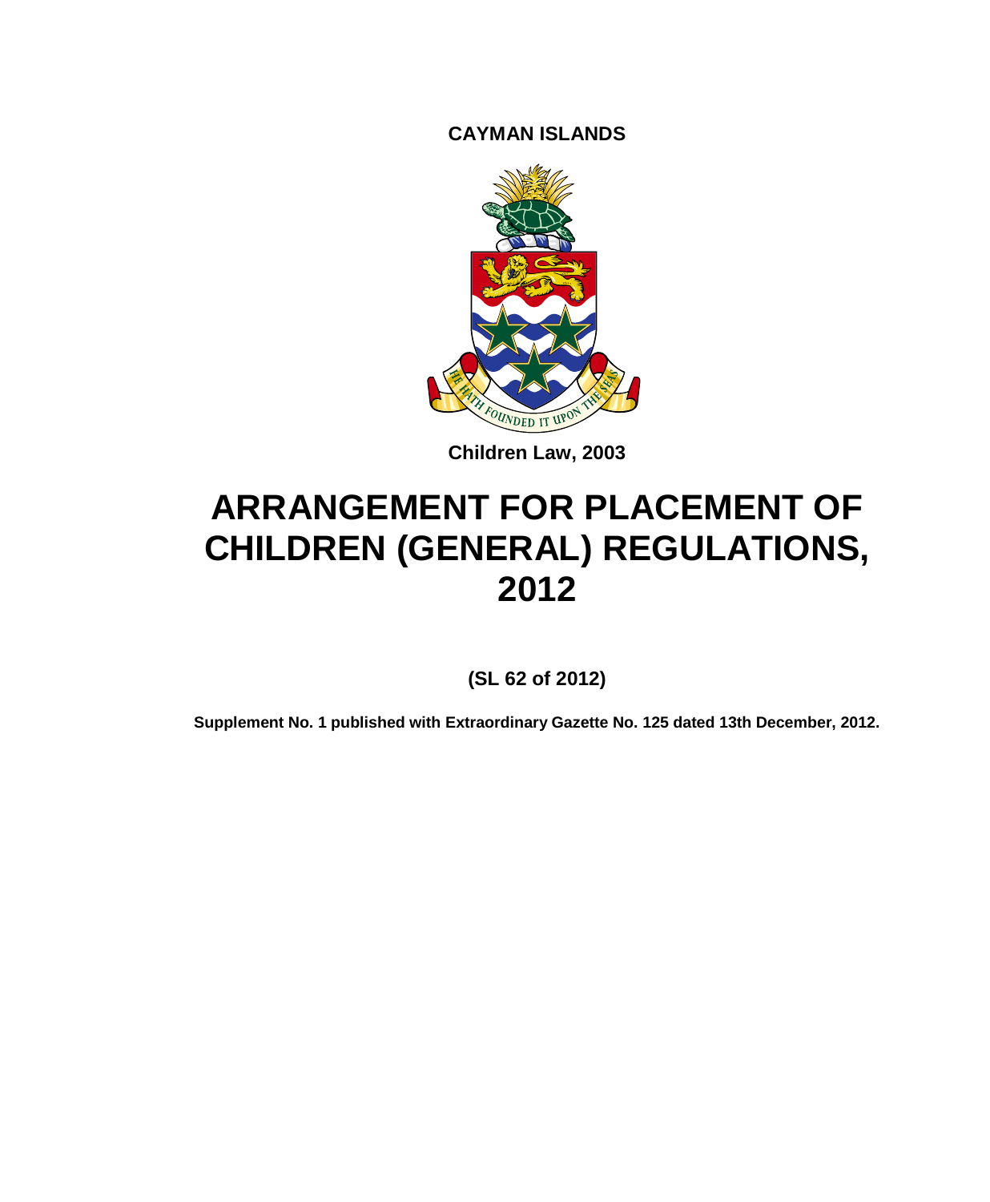**CAYMAN ISLANDS**

Children Law, 2003

# ARRANGEMENT FOR PLACEMENT OF CHILDREN (GENERAL) REGULATIONS, 2012

**(SL 62 of 2012)**

**Supplement No. 1 published with Extraordinary Gazette No. 125 dated 13th December, 2012.**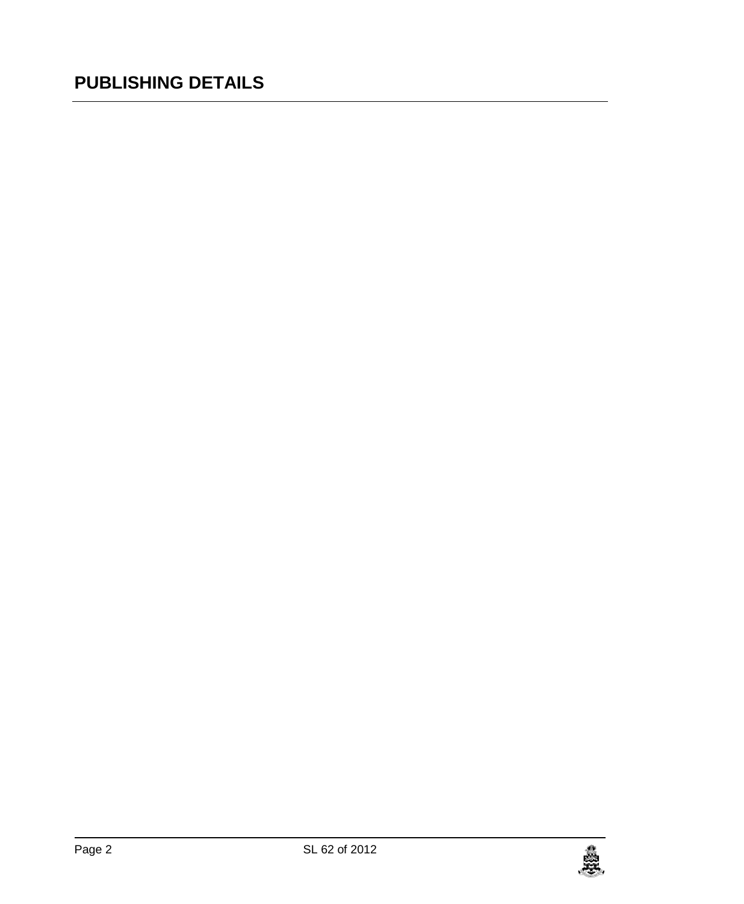# PUBLISHING DETAILS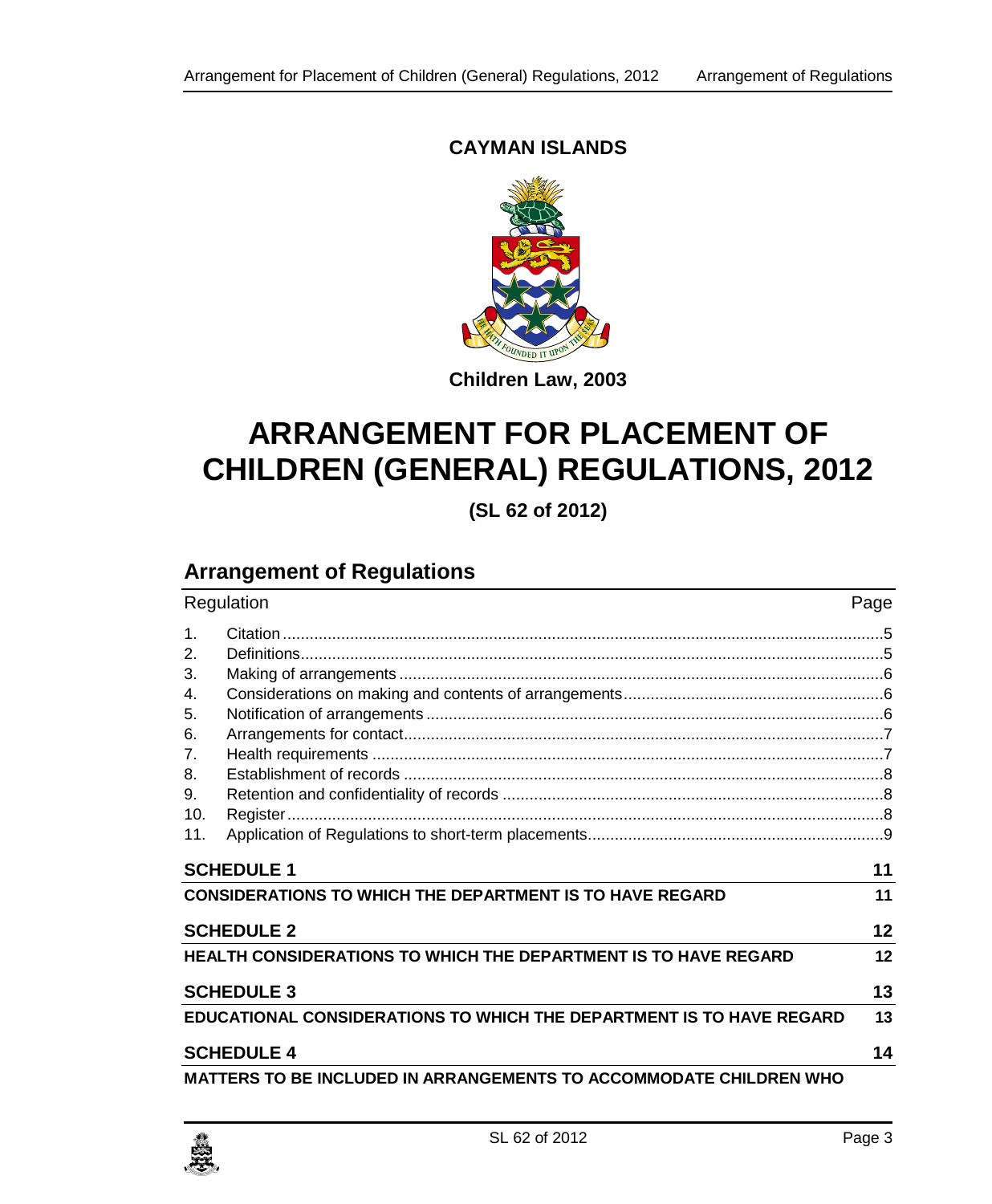**CAYMAN ISLANDS**

**Children Law, 2003**

# ARRANGEMENT FOR PLACEMENT OF CHILDREN (GENERAL) REGULATIONS, 2012

**(SL 62 of 2012)**

## Arrangement of Regulations

| Regulation | | Page |
|---|---|---|
| 1. | Citation | 5 |
| 2. | Definitions | 5 |
| 3. | Making of arrangements | 6 |
| 4. | Considerations on making and contents of arrangements | 6 |
| 5. | Notification of arrangements | 6 |
| 6. | Arrangements for contact | 7 |
| 7. | Health requirements | 7 |
| 8. | Establishment of records | 8 |
| 9. | Retention and confidentiality of records | 8 |
| 10. | Register | 8 |
| 11. | Application of Regulations to short-term placements | 9 |

**SCHEDULE 1** — 11

**CONSIDERATIONS TO WHICH THE DEPARTMENT IS TO HAVE REGARD** — 11

**SCHEDULE 2** — 12

**HEALTH CONSIDERATIONS TO WHICH THE DEPARTMENT IS TO HAVE REGARD** — 12

**SCHEDULE 3** — 13

**EDUCATIONAL CONSIDERATIONS TO WHICH THE DEPARTMENT IS TO HAVE REGARD** — 13

**SCHEDULE 4** — 14

**MATTERS TO BE INCLUDED IN ARRANGEMENTS TO ACCOMMODATE CHILDREN WHO**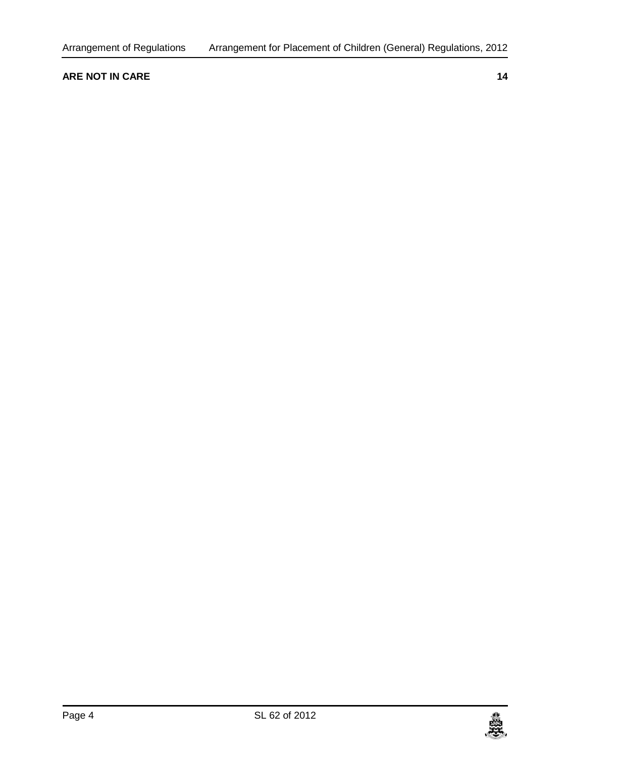**ARE NOT IN CARE** 14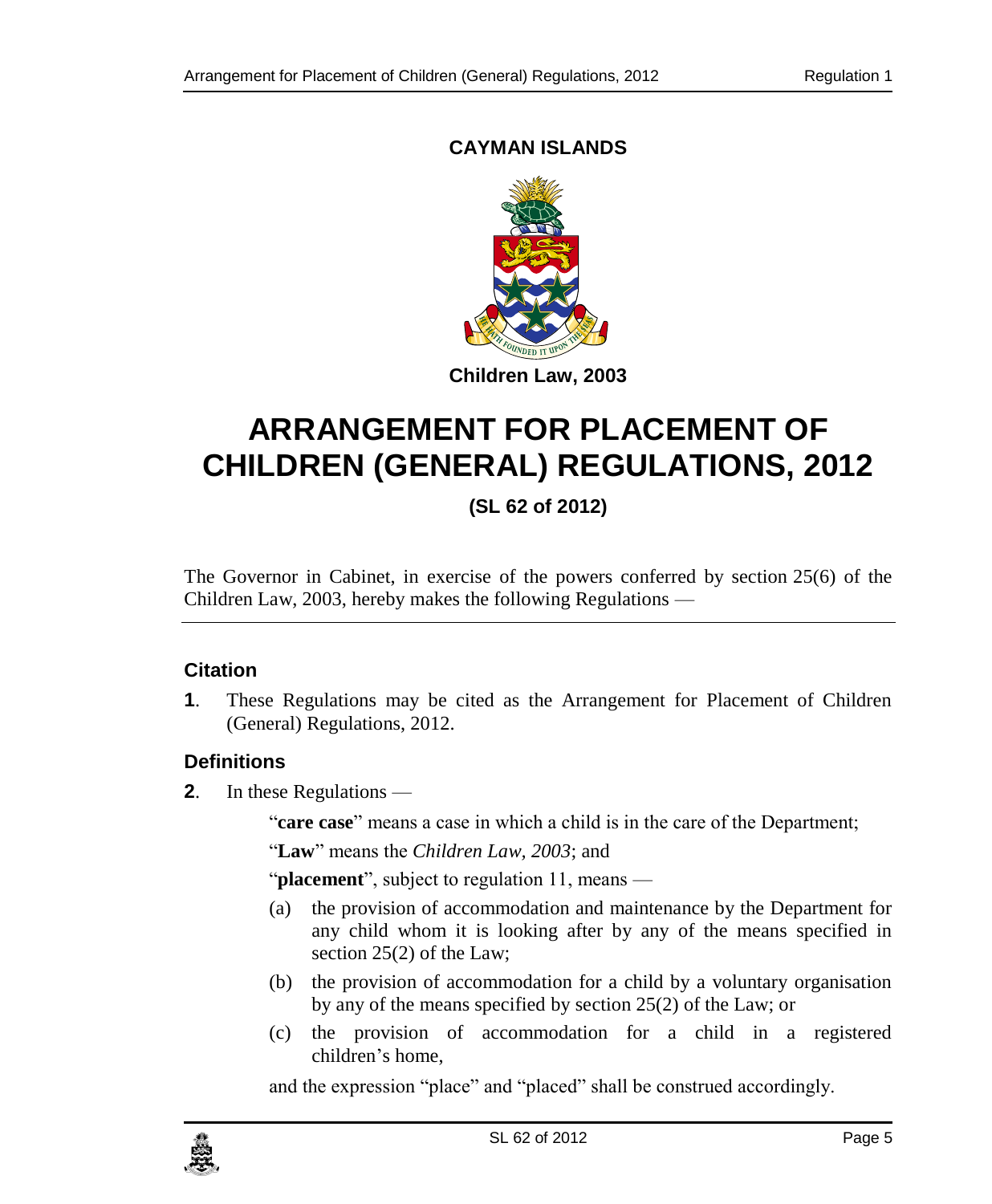**CAYMAN ISLANDS**

**Children Law, 2003**

# ARRANGEMENT FOR PLACEMENT OF CHILDREN (GENERAL) REGULATIONS, 2012

**(SL 62 of 2012)**

The Governor in Cabinet, in exercise of the powers conferred by section 25(6) of the Children Law, 2003, hereby makes the following Regulations —

### Citation

**1**. These Regulations may be cited as the Arrangement for Placement of Children (General) Regulations, 2012.

### Definitions

**2**. In these Regulations —

"**care case**" means a case in which a child is in the care of the Department;

"**Law**" means the *Children Law, 2003*; and

"**placement**", subject to regulation 11, means —

(a) the provision of accommodation and maintenance by the Department for any child whom it is looking after by any of the means specified in section 25(2) of the Law;

(b) the provision of accommodation for a child by a voluntary organisation by any of the means specified by section 25(2) of the Law; or

(c) the provision of accommodation for a child in a registered children's home,

and the expression "place" and "placed" shall be construed accordingly.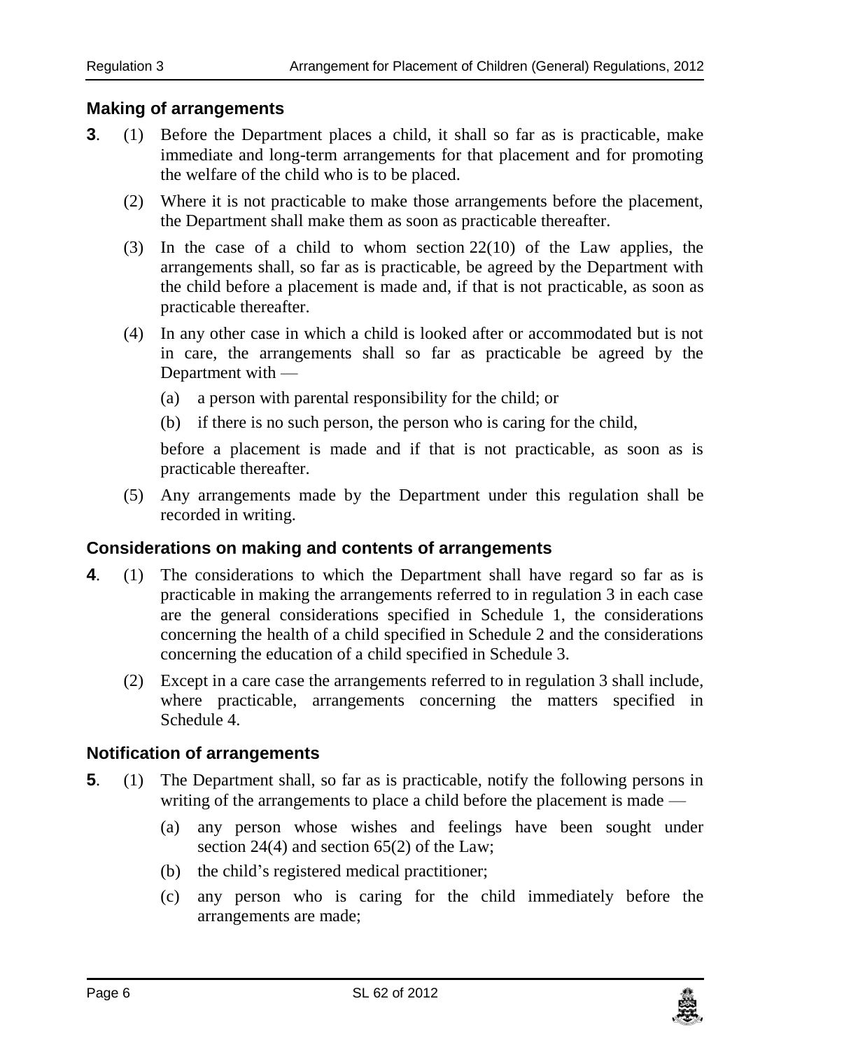### Making of arrangements

**3**. (1) Before the Department places a child, it shall so far as is practicable, make immediate and long-term arrangements for that placement and for promoting the welfare of the child who is to be placed.

(2) Where it is not practicable to make those arrangements before the placement, the Department shall make them as soon as practicable thereafter.

(3) In the case of a child to whom section 22(10) of the Law applies, the arrangements shall, so far as is practicable, be agreed by the Department with the child before a placement is made and, if that is not practicable, as soon as practicable thereafter.

(4) In any other case in which a child is looked after or accommodated but is not in care, the arrangements shall so far as practicable be agreed by the Department with —

(a) a person with parental responsibility for the child; or

(b) if there is no such person, the person who is caring for the child,

before a placement is made and if that is not practicable, as soon as is practicable thereafter.

(5) Any arrangements made by the Department under this regulation shall be recorded in writing.

### Considerations on making and contents of arrangements

**4**. (1) The considerations to which the Department shall have regard so far as is practicable in making the arrangements referred to in regulation 3 in each case are the general considerations specified in Schedule 1, the considerations concerning the health of a child specified in Schedule 2 and the considerations concerning the education of a child specified in Schedule 3.

(2) Except in a care case the arrangements referred to in regulation 3 shall include, where practicable, arrangements concerning the matters specified in Schedule 4.

### Notification of arrangements

**5**. (1) The Department shall, so far as is practicable, notify the following persons in writing of the arrangements to place a child before the placement is made —

(a) any person whose wishes and feelings have been sought under section 24(4) and section 65(2) of the Law;

(b) the child's registered medical practitioner;

(c) any person who is caring for the child immediately before the arrangements are made;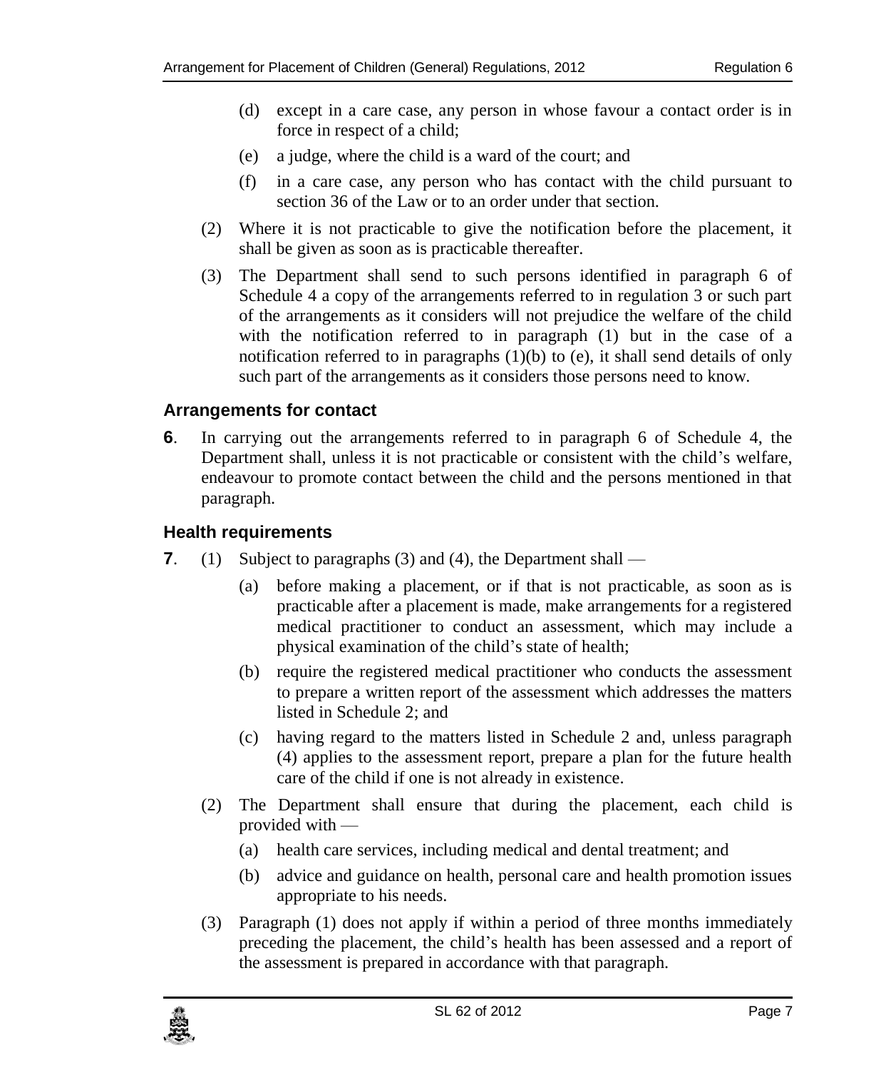(d) except in a care case, any person in whose favour a contact order is in force in respect of a child;

(e) a judge, where the child is a ward of the court; and

(f) in a care case, any person who has contact with the child pursuant to section 36 of the Law or to an order under that section.

(2) Where it is not practicable to give the notification before the placement, it shall be given as soon as is practicable thereafter.

(3) The Department shall send to such persons identified in paragraph 6 of Schedule 4 a copy of the arrangements referred to in regulation 3 or such part of the arrangements as it considers will not prejudice the welfare of the child with the notification referred to in paragraph (1) but in the case of a notification referred to in paragraphs (1)(b) to (e), it shall send details of only such part of the arrangements as it considers those persons need to know.

### Arrangements for contact

**6**. In carrying out the arrangements referred to in paragraph 6 of Schedule 4, the Department shall, unless it is not practicable or consistent with the child's welfare, endeavour to promote contact between the child and the persons mentioned in that paragraph.

### Health requirements

**7**. (1) Subject to paragraphs (3) and (4), the Department shall —

(a) before making a placement, or if that is not practicable, as soon as is practicable after a placement is made, make arrangements for a registered medical practitioner to conduct an assessment, which may include a physical examination of the child's state of health;

(b) require the registered medical practitioner who conducts the assessment to prepare a written report of the assessment which addresses the matters listed in Schedule 2; and

(c) having regard to the matters listed in Schedule 2 and, unless paragraph (4) applies to the assessment report, prepare a plan for the future health care of the child if one is not already in existence.

(2) The Department shall ensure that during the placement, each child is provided with —

(a) health care services, including medical and dental treatment; and

(b) advice and guidance on health, personal care and health promotion issues appropriate to his needs.

(3) Paragraph (1) does not apply if within a period of three months immediately preceding the placement, the child's health has been assessed and a report of the assessment is prepared in accordance with that paragraph.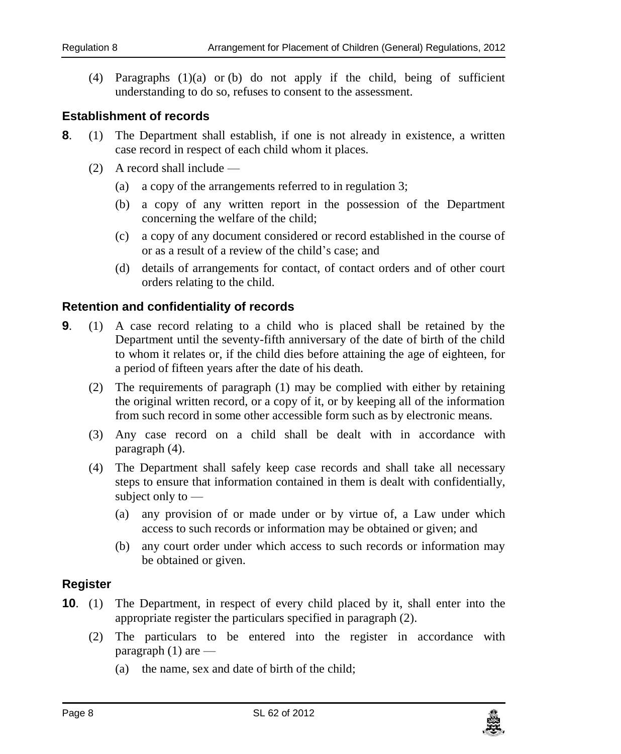(4) Paragraphs (1)(a) or (b) do not apply if the child, being of sufficient understanding to do so, refuses to consent to the assessment.

### Establishment of records

**8**. (1) The Department shall establish, if one is not already in existence, a written case record in respect of each child whom it places.

(2) A record shall include —

(a) a copy of the arrangements referred to in regulation 3;

(b) a copy of any written report in the possession of the Department concerning the welfare of the child;

(c) a copy of any document considered or record established in the course of or as a result of a review of the child's case; and

(d) details of arrangements for contact, of contact orders and of other court orders relating to the child.

### Retention and confidentiality of records

**9**. (1) A case record relating to a child who is placed shall be retained by the Department until the seventy-fifth anniversary of the date of birth of the child to whom it relates or, if the child dies before attaining the age of eighteen, for a period of fifteen years after the date of his death.

(2) The requirements of paragraph (1) may be complied with either by retaining the original written record, or a copy of it, or by keeping all of the information from such record in some other accessible form such as by electronic means.

(3) Any case record on a child shall be dealt with in accordance with paragraph (4).

(4) The Department shall safely keep case records and shall take all necessary steps to ensure that information contained in them is dealt with confidentially, subject only to —

(a) any provision of or made under or by virtue of, a Law under which access to such records or information may be obtained or given; and

(b) any court order under which access to such records or information may be obtained or given.

### Register

**10**. (1) The Department, in respect of every child placed by it, shall enter into the appropriate register the particulars specified in paragraph (2).

(2) The particulars to be entered into the register in accordance with paragraph (1) are —

(a) the name, sex and date of birth of the child;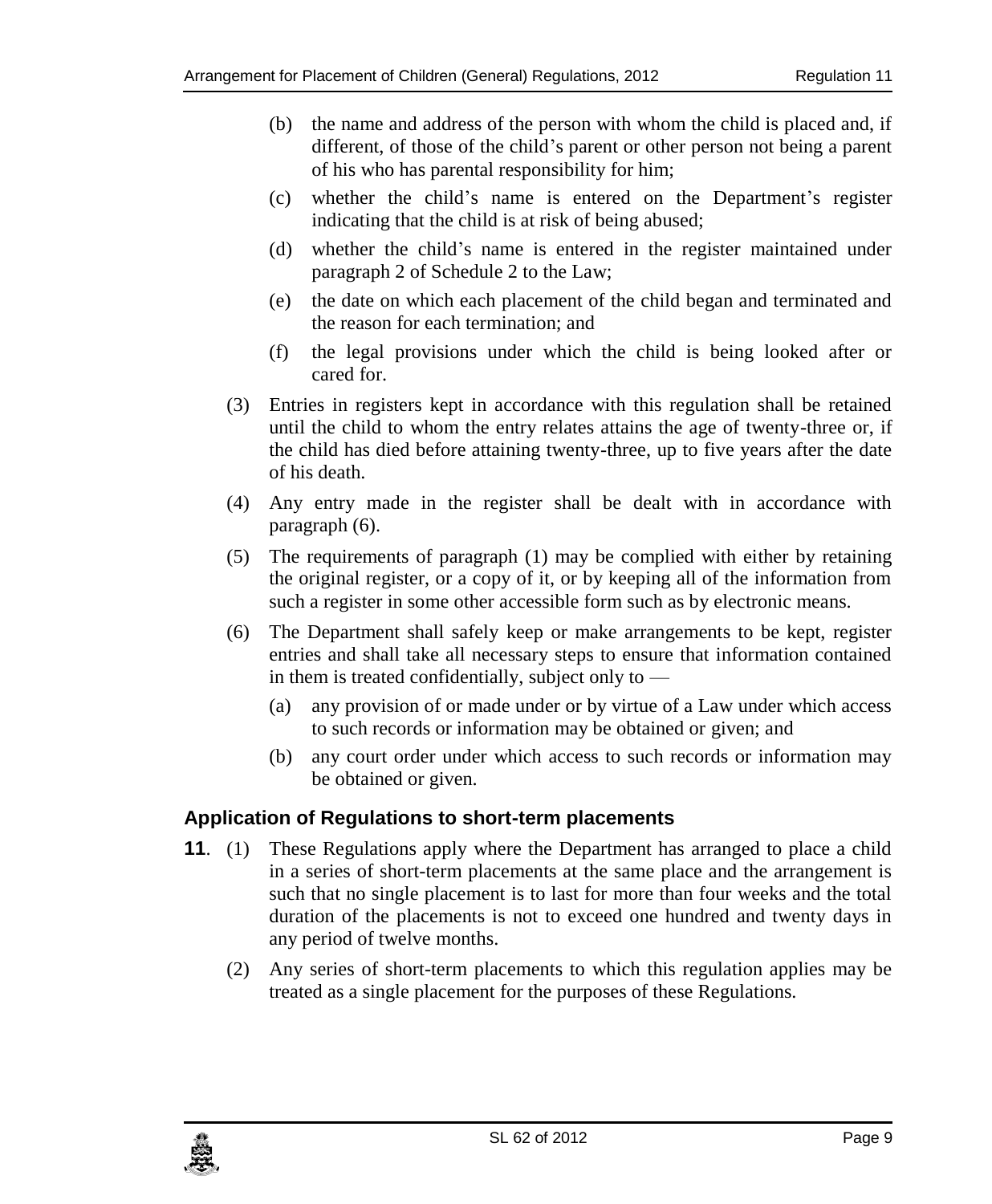(b) the name and address of the person with whom the child is placed and, if different, of those of the child's parent or other person not being a parent of his who has parental responsibility for him;

(c) whether the child's name is entered on the Department's register indicating that the child is at risk of being abused;

(d) whether the child's name is entered in the register maintained under paragraph 2 of Schedule 2 to the Law;

(e) the date on which each placement of the child began and terminated and the reason for each termination; and

(f) the legal provisions under which the child is being looked after or cared for.

(3) Entries in registers kept in accordance with this regulation shall be retained until the child to whom the entry relates attains the age of twenty-three or, if the child has died before attaining twenty-three, up to five years after the date of his death.

(4) Any entry made in the register shall be dealt with in accordance with paragraph (6).

(5) The requirements of paragraph (1) may be complied with either by retaining the original register, or a copy of it, or by keeping all of the information from such a register in some other accessible form such as by electronic means.

(6) The Department shall safely keep or make arrangements to be kept, register entries and shall take all necessary steps to ensure that information contained in them is treated confidentially, subject only to —

(a) any provision of or made under or by virtue of a Law under which access to such records or information may be obtained or given; and

(b) any court order under which access to such records or information may be obtained or given.

### Application of Regulations to short-term placements

**11**. (1) These Regulations apply where the Department has arranged to place a child in a series of short-term placements at the same place and the arrangement is such that no single placement is to last for more than four weeks and the total duration of the placements is not to exceed one hundred and twenty days in any period of twelve months.

(2) Any series of short-term placements to which this regulation applies may be treated as a single placement for the purposes of these Regulations.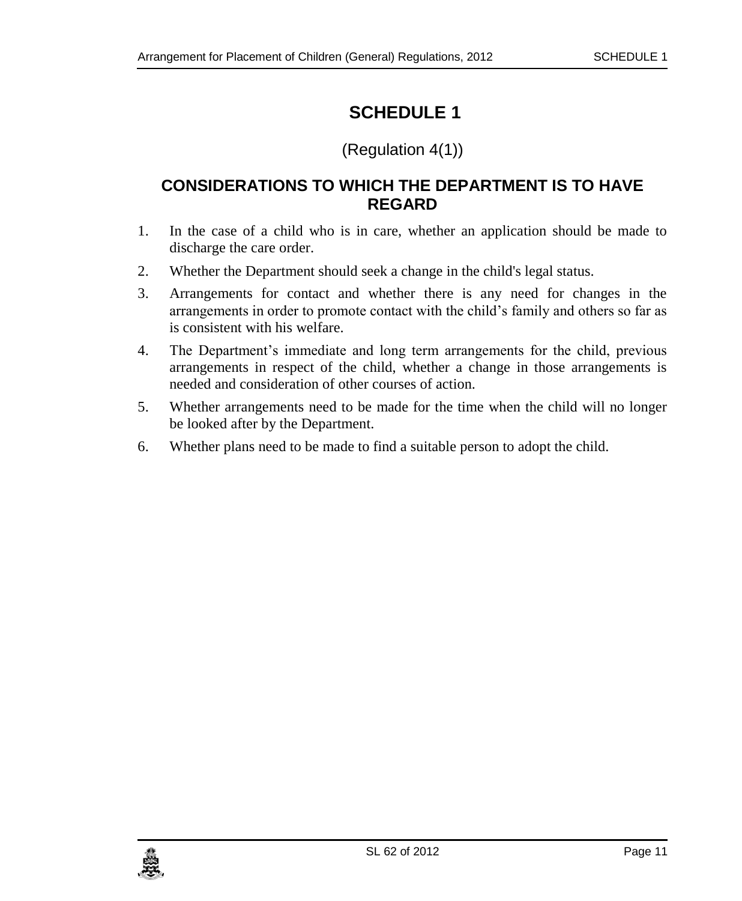# SCHEDULE 1

(Regulation 4(1))

## CONSIDERATIONS TO WHICH THE DEPARTMENT IS TO HAVE REGARD

1. In the case of a child who is in care, whether an application should be made to discharge the care order.
2. Whether the Department should seek a change in the child's legal status.
3. Arrangements for contact and whether there is any need for changes in the arrangements in order to promote contact with the child's family and others so far as is consistent with his welfare.
4. The Department's immediate and long term arrangements for the child, previous arrangements in respect of the child, whether a change in those arrangements is needed and consideration of other courses of action.
5. Whether arrangements need to be made for the time when the child will no longer be looked after by the Department.
6. Whether plans need to be made to find a suitable person to adopt the child.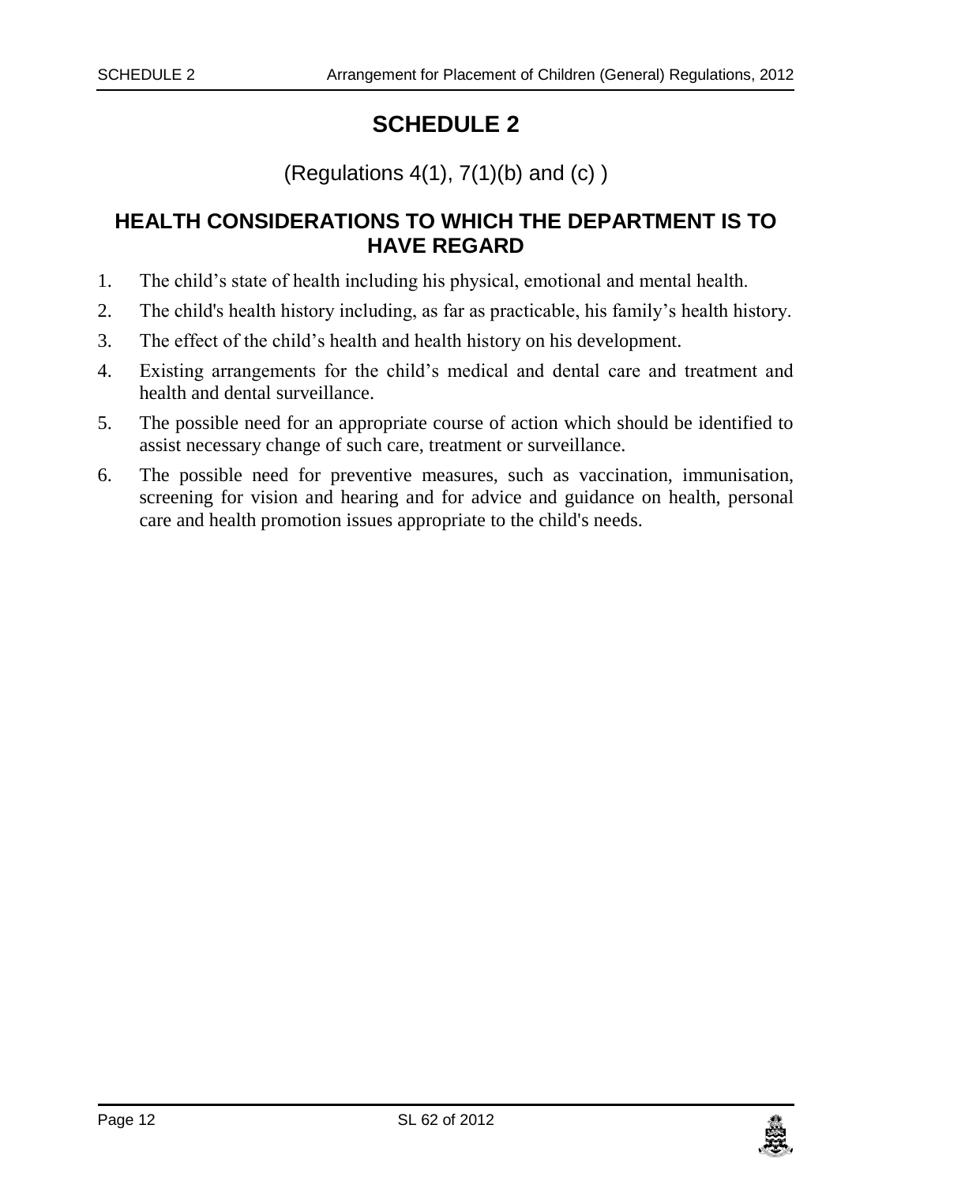# SCHEDULE 2

(Regulations 4(1), 7(1)(b) and (c) )

## HEALTH CONSIDERATIONS TO WHICH THE DEPARTMENT IS TO HAVE REGARD

1. The child's state of health including his physical, emotional and mental health.
2. The child's health history including, as far as practicable, his family's health history.
3. The effect of the child's health and health history on his development.
4. Existing arrangements for the child's medical and dental care and treatment and health and dental surveillance.
5. The possible need for an appropriate course of action which should be identified to assist necessary change of such care, treatment or surveillance.
6. The possible need for preventive measures, such as vaccination, immunisation, screening for vision and hearing and for advice and guidance on health, personal care and health promotion issues appropriate to the child's needs.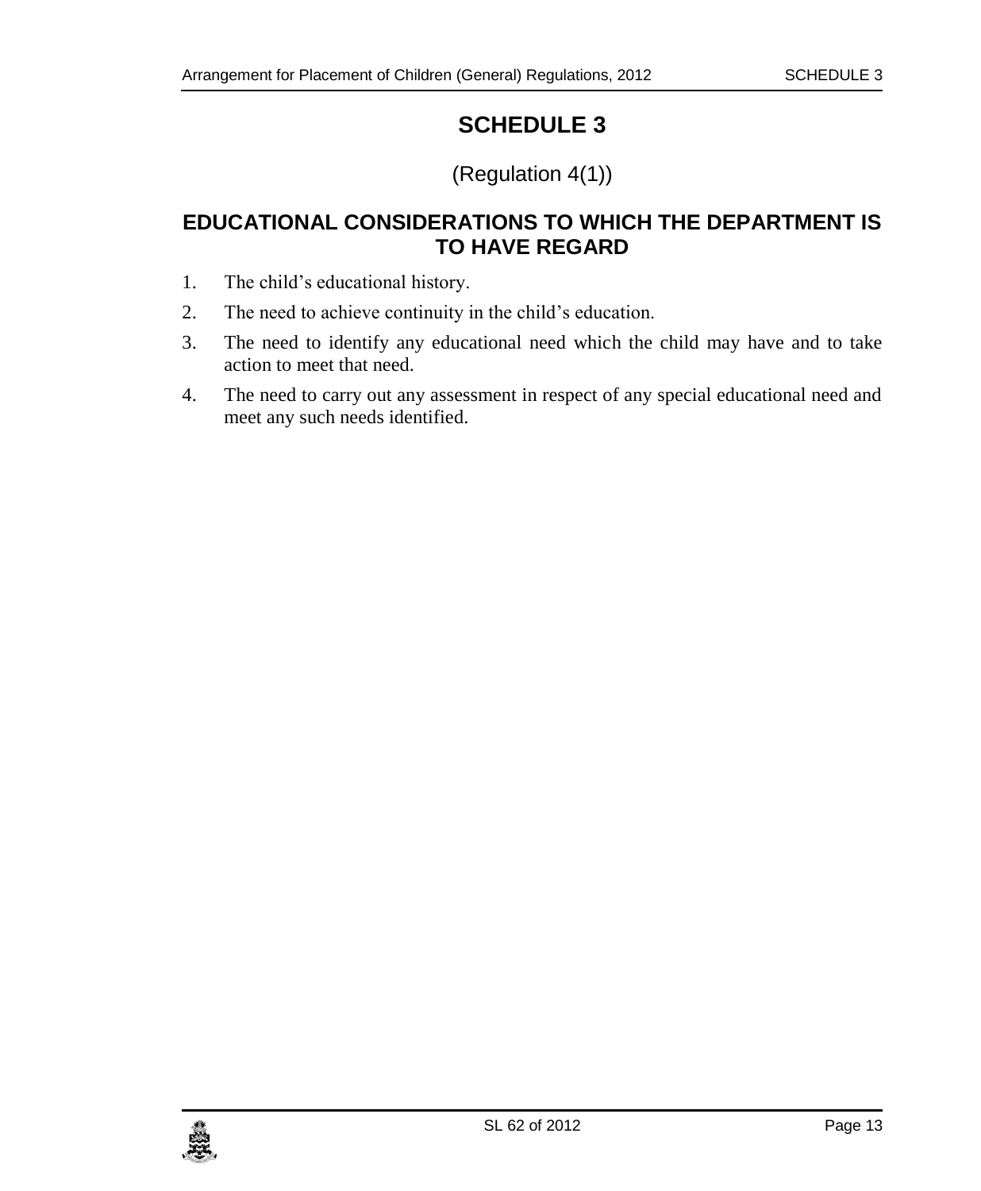# SCHEDULE 3

(Regulation 4(1))

## EDUCATIONAL CONSIDERATIONS TO WHICH THE DEPARTMENT IS TO HAVE REGARD

1. The child's educational history.
2. The need to achieve continuity in the child's education.
3. The need to identify any educational need which the child may have and to take action to meet that need.
4. The need to carry out any assessment in respect of any special educational need and meet any such needs identified.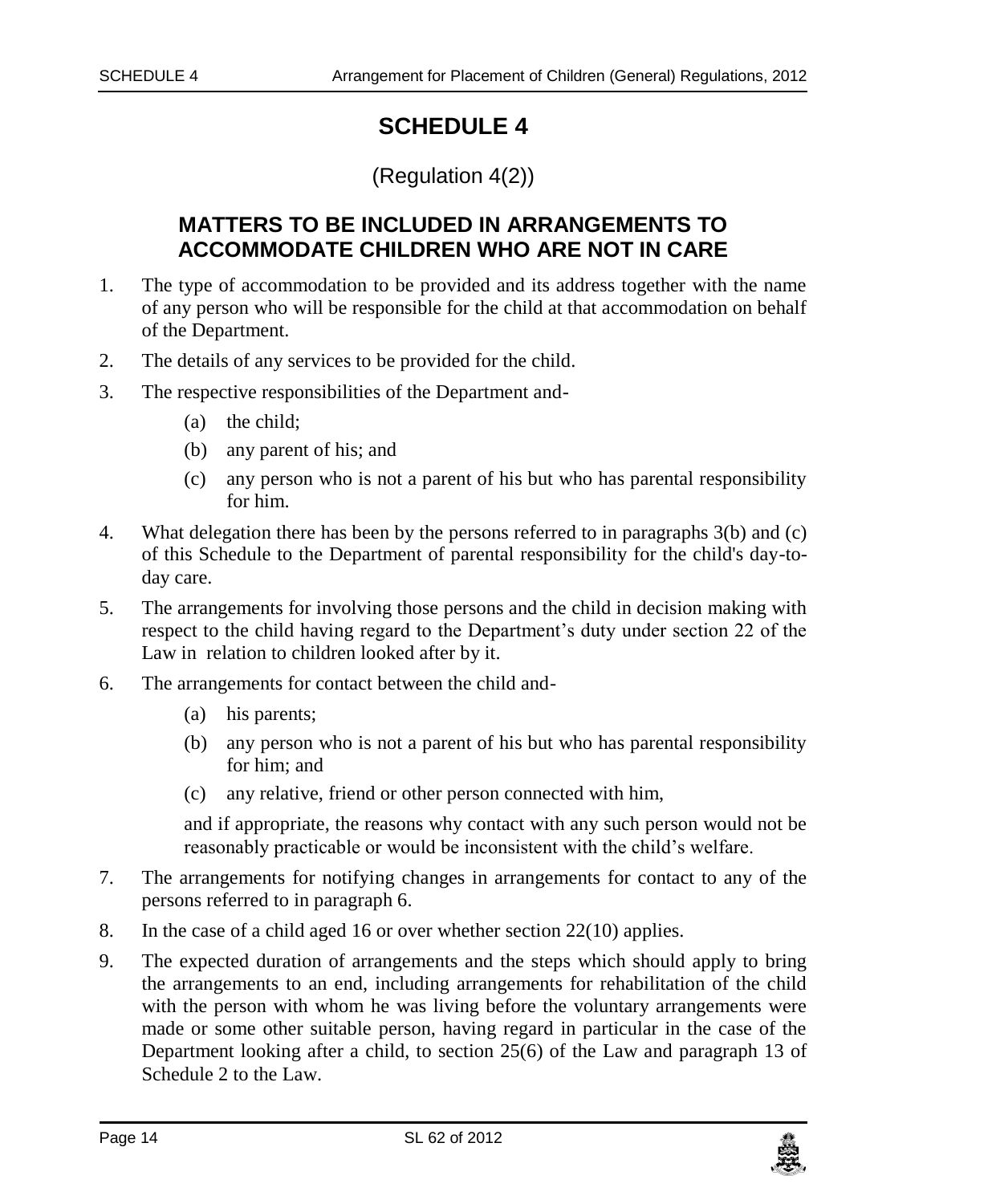# SCHEDULE 4

(Regulation 4(2))

## MATTERS TO BE INCLUDED IN ARRANGEMENTS TO ACCOMMODATE CHILDREN WHO ARE NOT IN CARE

1. The type of accommodation to be provided and its address together with the name of any person who will be responsible for the child at that accommodation on behalf of the Department.
2. The details of any services to be provided for the child.
3. The respective responsibilities of the Department and-
   - (a) the child;
   - (b) any parent of his; and
   - (c) any person who is not a parent of his but who has parental responsibility for him.
4. What delegation there has been by the persons referred to in paragraphs 3(b) and (c) of this Schedule to the Department of parental responsibility for the child's day-to-day care.
5. The arrangements for involving those persons and the child in decision making with respect to the child having regard to the Department's duty under section 22 of the Law in relation to children looked after by it.
6. The arrangements for contact between the child and-
   - (a) his parents;
   - (b) any person who is not a parent of his but who has parental responsibility for him; and
   - (c) any relative, friend or other person connected with him,

   and if appropriate, the reasons why contact with any such person would not be reasonably practicable or would be inconsistent with the child's welfare.
7. The arrangements for notifying changes in arrangements for contact to any of the persons referred to in paragraph 6.
8. In the case of a child aged 16 or over whether section 22(10) applies.
9. The expected duration of arrangements and the steps which should apply to bring the arrangements to an end, including arrangements for rehabilitation of the child with the person with whom he was living before the voluntary arrangements were made or some other suitable person, having regard in particular in the case of the Department looking after a child, to section 25(6) of the Law and paragraph 13 of Schedule 2 to the Law.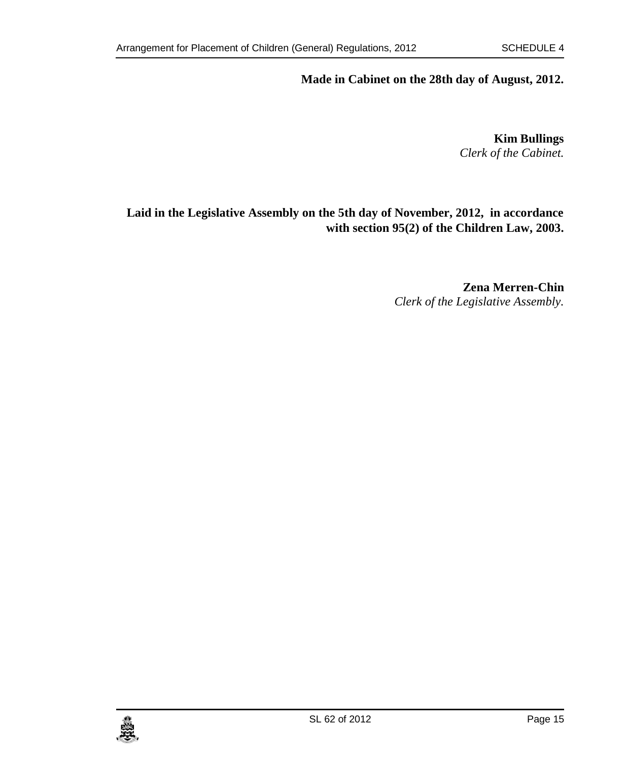**Made in Cabinet on the 28th day of August, 2012.**

**Kim Bullings**
*Clerk of the Cabinet.*

**Laid in the Legislative Assembly on the 5th day of November, 2012, in accordance with section 95(2) of the Children Law, 2003.**

**Zena Merren-Chin**
*Clerk of the Legislative Assembly.*